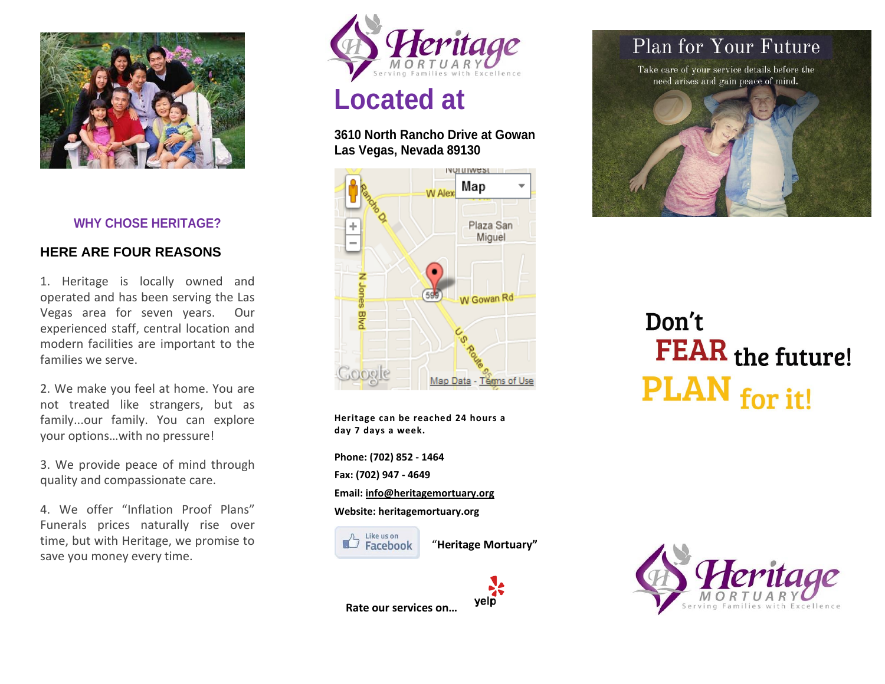## WHY CHOSE HERITAGE?

### HERE ARE FOUR REASONS

1. Heritage is locally owned and operated and has been serving the Las Vegas area for seven years. Our experienced staff, central location and modern facilities are important to the families we serve.

2. We make you feel at home. You are not treated like strangers, but as family...our family. You can explore your options…with no pressure!

3. We provide peace of mind through quality and compassionate care.

4. We offer "Inflation Proof Plans" Funerals prices naturally rise over time, but with Heritage, we promise to save you money every time.

Heritage MORTUARY
Serving Families with Excellence

# Located at

**3610 North Rancho Drive at Gowan**
**Las Vegas, Nevada 89130**

**Heritage can be reached 24 hours a day 7 days a week.**

**Phone: (702) 852 - 1464**

**Fax: (702) 947 - 4649**

**Email: info@heritagemortuary.org**

**Website: heritagemortuary.org**

Like us on Facebook **"Heritage Mortuary"**

**Rate our services on…** yelp

## Plan for Your Future

Take care of your service details before the need arises and gain peace of mind.

# Don't FEAR the future! PLAN for it!

Heritage MORTUARY
Serving Families with Excellence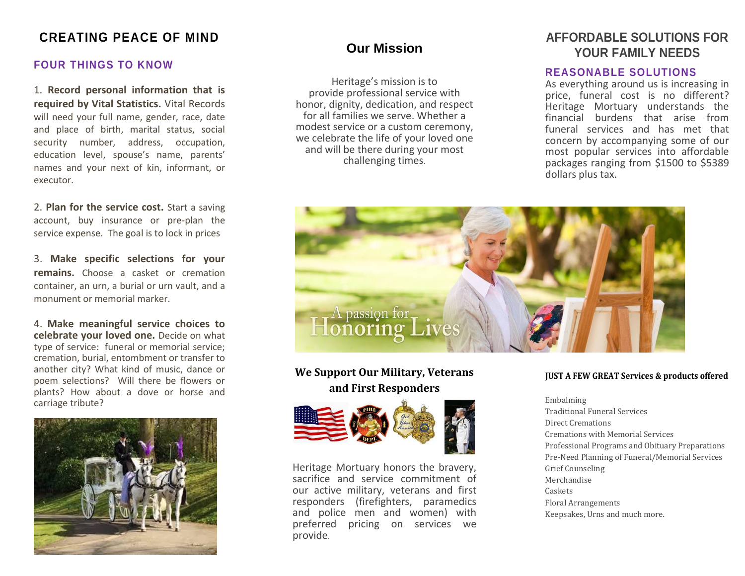# CREATING PEACE OF MIND

## FOUR THINGS TO KNOW

1. **Record personal information that is required by Vital Statistics.** Vital Records will need your full name, gender, race, date and place of birth, marital status, social security number, address, occupation, education level, spouse's name, parents' names and your next of kin, informant, or executor.

2. **Plan for the service cost.** Start a saving account, buy insurance or pre-plan the service expense. The goal is to lock in prices

3. **Make specific selections for your remains.** Choose a casket or cremation container, an urn, a burial or urn vault, and a monument or memorial marker.

4. **Make meaningful service choices to celebrate your loved one.** Decide on what type of service: funeral or memorial service; cremation, burial, entombment or transfer to another city? What kind of music, dance or poem selections? Will there be flowers or plants? How about a dove or horse and carriage tribute?

# Our Mission

Heritage's mission is to provide professional service with honor, dignity, dedication, and respect for all families we serve. Whether a modest service or a custom ceremony, we celebrate the life of your loved one and will be there during your most challenging times.

A passion for Honoring Lives

## We Support Our Military, Veterans and First Responders

Heritage Mortuary honors the bravery, sacrifice and service commitment of our active military, veterans and first responders (firefighters, paramedics and police men and women) with preferred pricing on services we provide.

# AFFORDABLE SOLUTIONS FOR YOUR FAMILY NEEDS

## REASONABLE SOLUTIONS

As everything around us is increasing in price, funeral cost is no different? Heritage Mortuary understands the financial burdens that arise from funeral services and has met that concern by accompanying some of our most popular services into affordable packages ranging from $1500 to $5389 dollars plus tax.

**JUST A FEW GREAT Services & products offered**

Embalming
Traditional Funeral Services
Direct Cremations
Cremations with Memorial Services
Professional Programs and Obituary Preparations
Pre-Need Planning of Funeral/Memorial Services
Grief Counseling
Merchandise
Caskets
Floral Arrangements
Keepsakes, Urns and much more.